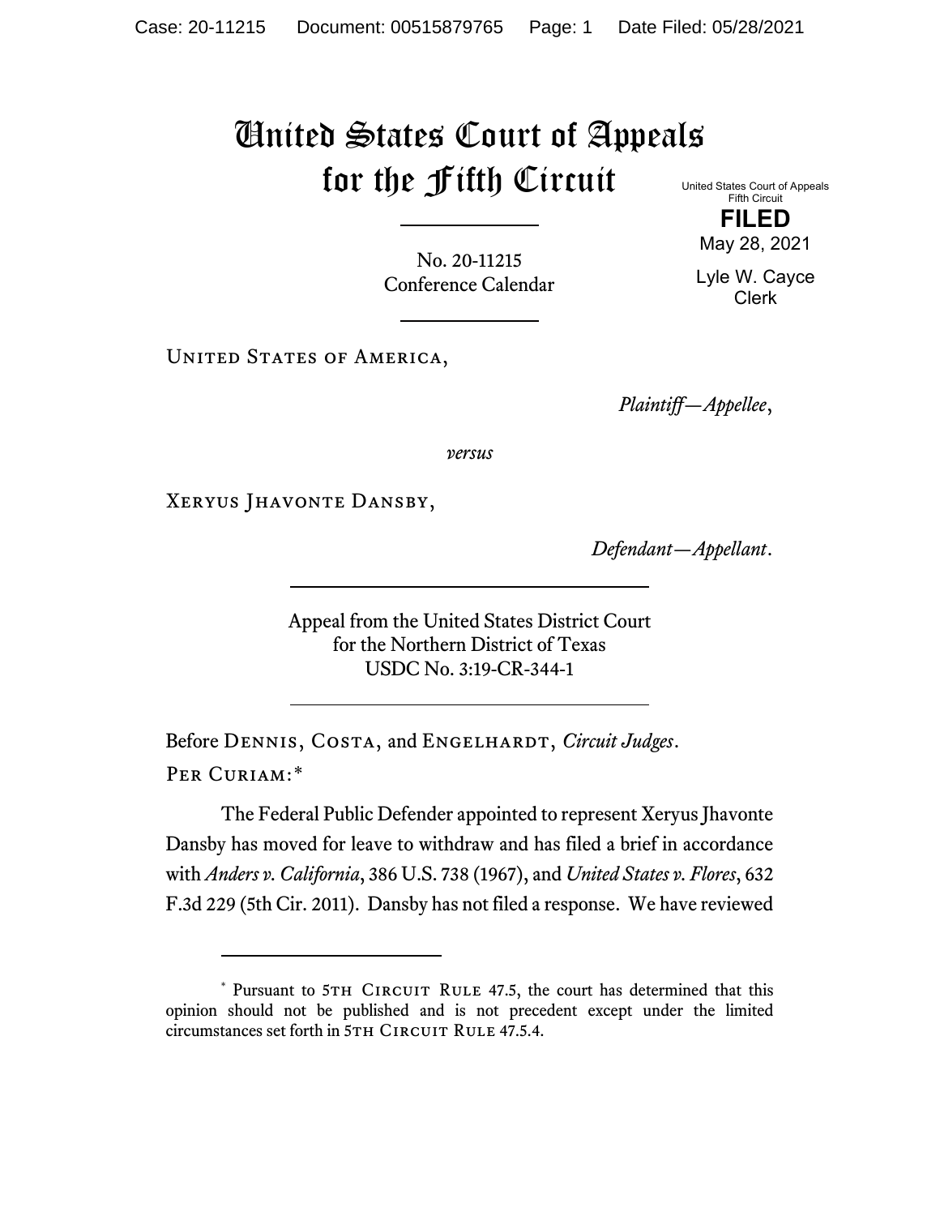# United States Court of Appeals for the Fifth Circuit

United States Court of Appeals
Fifth Circuit

**FILED**

May 28, 2021

Lyle W. Cayce
Clerk

No. 20-11215
Conference Calendar

United States of America,

*Plaintiff—Appellee*,

*versus*

Xeryus Jhavonte Dansby,

*Defendant—Appellant*.

Appeal from the United States District Court
for the Northern District of Texas
USDC No. 3:19-CR-344-1

Before Dennis, Costa, and Engelhardt, *Circuit Judges*.

Per Curiam:*

The Federal Public Defender appointed to represent Xeryus Jhavonte Dansby has moved for leave to withdraw and has filed a brief in accordance with *Anders v. California*, 386 U.S. 738 (1967), and *United States v. Flores*, 632 F.3d 229 (5th Cir. 2011). Dansby has not filed a response. We have reviewed

---

* Pursuant to 5th Circuit Rule 47.5, the court has determined that this opinion should not be published and is not precedent except under the limited circumstances set forth in 5th Circuit Rule 47.5.4.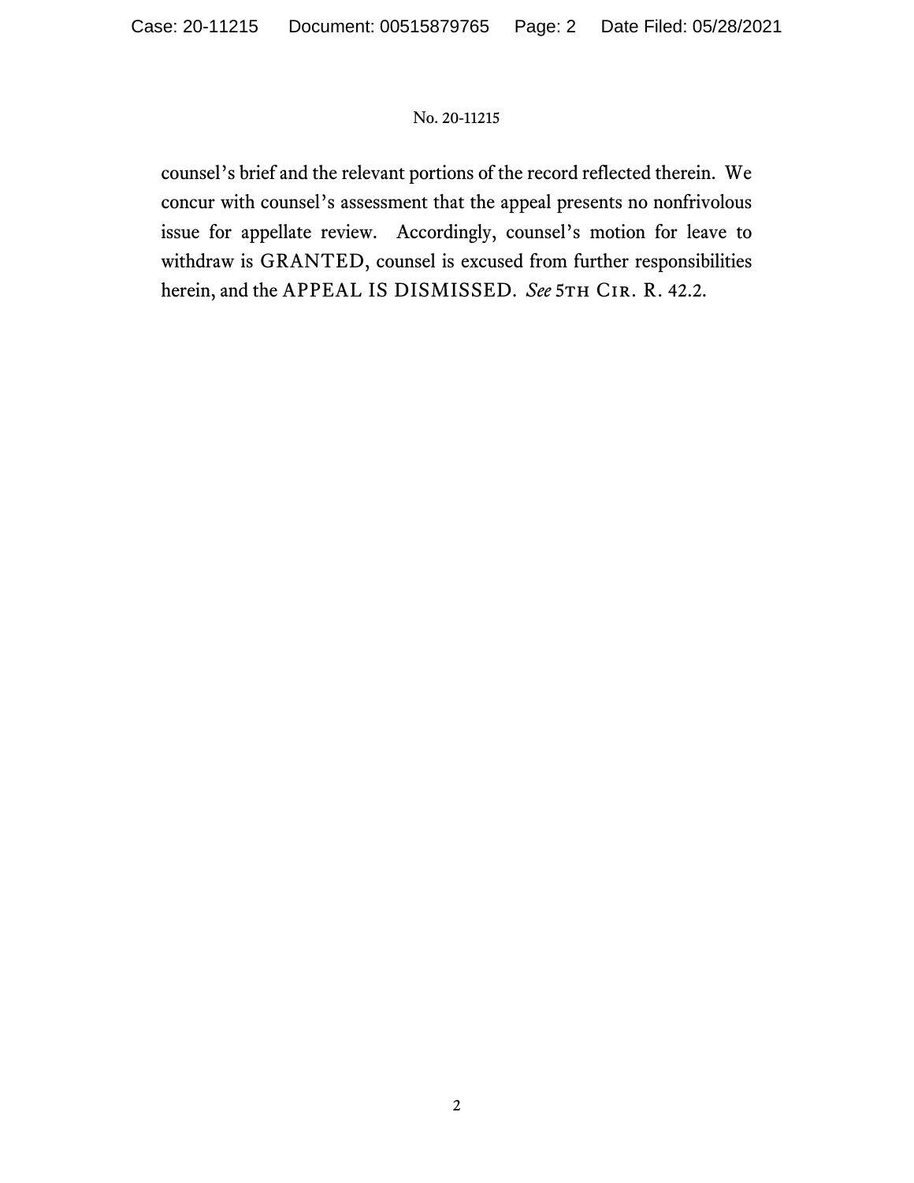counsel's brief and the relevant portions of the record reflected therein. We concur with counsel's assessment that the appeal presents no nonfrivolous issue for appellate review. Accordingly, counsel's motion for leave to withdraw is GRANTED, counsel is excused from further responsibilities herein, and the APPEAL IS DISMISSED. *See* 5TH CIR. R. 42.2.